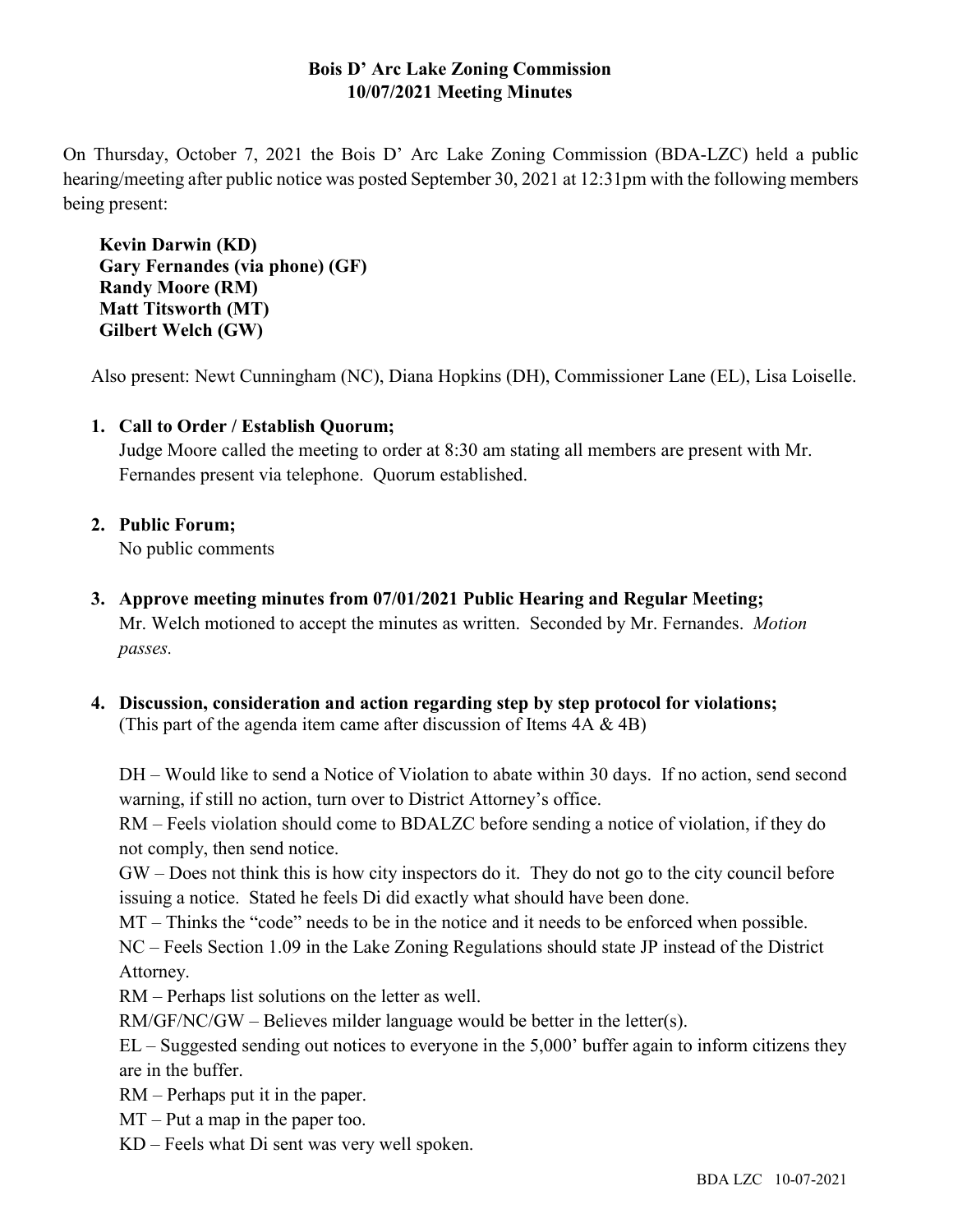# Bois D' Arc Lake Zoning Commission
## 10/07/2021 Meeting Minutes

On Thursday, October 7, 2021 the Bois D' Arc Lake Zoning Commission (BDA-LZC) held a public hearing/meeting after public notice was posted September 30, 2021 at 12:31pm with the following members being present:

**Kevin Darwin (KD)**
**Gary Fernandes (via phone) (GF)**
**Randy Moore (RM)**
**Matt Titsworth (MT)**
**Gilbert Welch (GW)**

Also present: Newt Cunningham (NC), Diana Hopkins (DH), Commissioner Lane (EL), Lisa Loiselle.

1. **Call to Order / Establish Quorum;**
   Judge Moore called the meeting to order at 8:30 am stating all members are present with Mr. Fernandes present via telephone. Quorum established.

2. **Public Forum;**
   No public comments

3. **Approve meeting minutes from 07/01/2021 Public Hearing and Regular Meeting;**
   Mr. Welch motioned to accept the minutes as written. Seconded by Mr. Fernandes. *Motion passes.*

4. **Discussion, consideration and action regarding step by step protocol for violations;**
   (This part of the agenda item came after discussion of Items 4A & 4B)

   DH – Would like to send a Notice of Violation to abate within 30 days. If no action, send second warning, if still no action, turn over to District Attorney's office.
   RM – Feels violation should come to BDALZC before sending a notice of violation, if they do not comply, then send notice.
   GW – Does not think this is how city inspectors do it. They do not go to the city council before issuing a notice. Stated he feels Di did exactly what should have been done.
   MT – Thinks the "code" needs to be in the notice and it needs to be enforced when possible.
   NC – Feels Section 1.09 in the Lake Zoning Regulations should state JP instead of the District Attorney.
   RM – Perhaps list solutions on the letter as well.
   RM/GF/NC/GW – Believes milder language would be better in the letter(s).
   EL – Suggested sending out notices to everyone in the 5,000' buffer again to inform citizens they are in the buffer.
   RM – Perhaps put it in the paper.
   MT – Put a map in the paper too.
   KD – Feels what Di sent was very well spoken.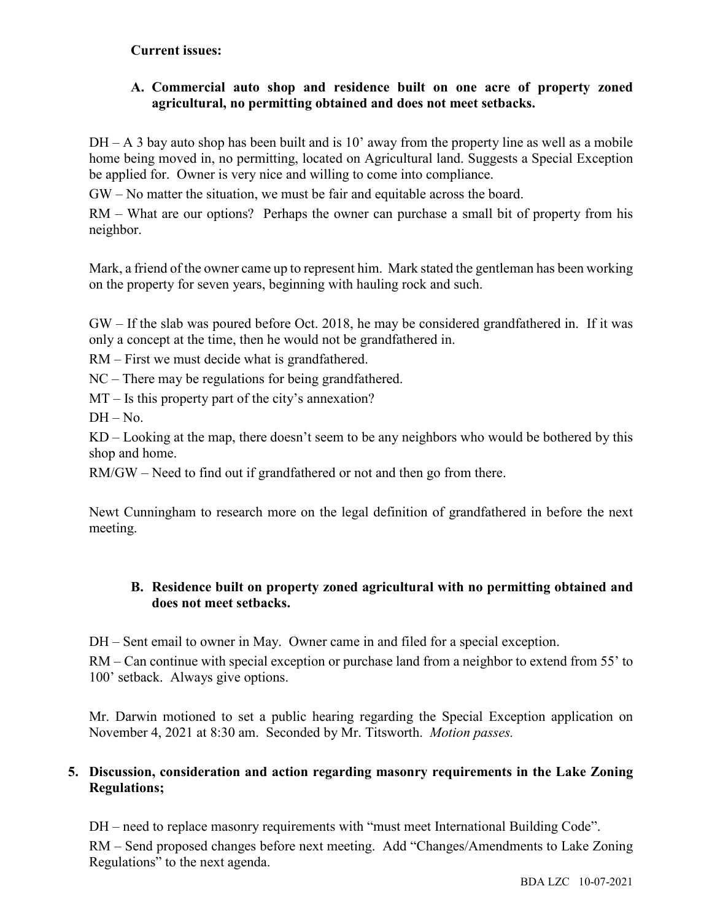**Current issues:**

**A. Commercial auto shop and residence built on one acre of property zoned agricultural, no permitting obtained and does not meet setbacks.**

DH – A 3 bay auto shop has been built and is 10' away from the property line as well as a mobile home being moved in, no permitting, located on Agricultural land. Suggests a Special Exception be applied for. Owner is very nice and willing to come into compliance.

GW – No matter the situation, we must be fair and equitable across the board.

RM – What are our options? Perhaps the owner can purchase a small bit of property from his neighbor.

Mark, a friend of the owner came up to represent him. Mark stated the gentleman has been working on the property for seven years, beginning with hauling rock and such.

GW – If the slab was poured before Oct. 2018, he may be considered grandfathered in. If it was only a concept at the time, then he would not be grandfathered in.

RM – First we must decide what is grandfathered.

NC – There may be regulations for being grandfathered.

MT – Is this property part of the city's annexation?

DH – No.

KD – Looking at the map, there doesn't seem to be any neighbors who would be bothered by this shop and home.

RM/GW – Need to find out if grandfathered or not and then go from there.

Newt Cunningham to research more on the legal definition of grandfathered in before the next meeting.

**B. Residence built on property zoned agricultural with no permitting obtained and does not meet setbacks.**

DH – Sent email to owner in May. Owner came in and filed for a special exception.

RM – Can continue with special exception or purchase land from a neighbor to extend from 55' to 100' setback. Always give options.

Mr. Darwin motioned to set a public hearing regarding the Special Exception application on November 4, 2021 at 8:30 am. Seconded by Mr. Titsworth. *Motion passes.*

**5. Discussion, consideration and action regarding masonry requirements in the Lake Zoning Regulations;**

DH – need to replace masonry requirements with "must meet International Building Code".

RM – Send proposed changes before next meeting. Add "Changes/Amendments to Lake Zoning Regulations" to the next agenda.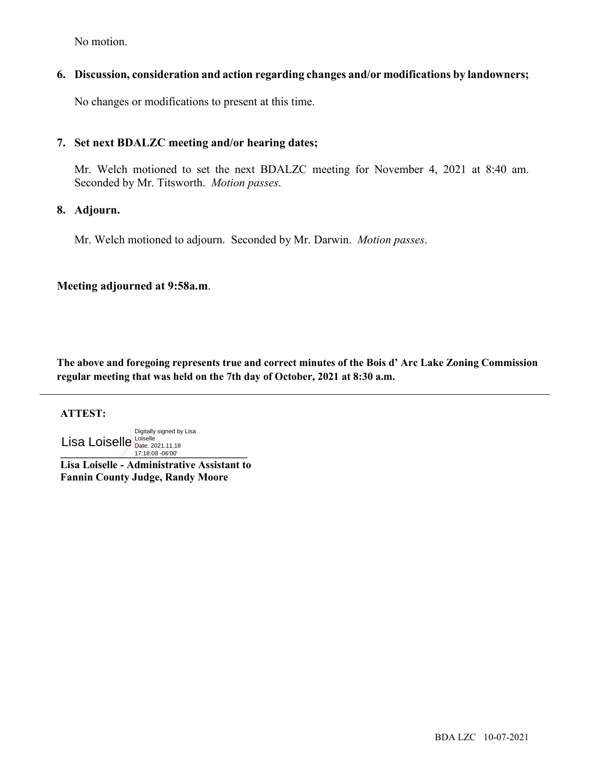No motion.

**6. Discussion, consideration and action regarding changes and/or modifications by landowners;**

No changes or modifications to present at this time.

**7. Set next BDALZC meeting and/or hearing dates;**

Mr. Welch motioned to set the next BDALZC meeting for November 4, 2021 at 8:40 am. Seconded by Mr. Titsworth. *Motion passes*.

**8. Adjourn.**

Mr. Welch motioned to adjourn. Seconded by Mr. Darwin. *Motion passes*.

**Meeting adjourned at 9:58a.m**.

**The above and foregoing represents true and correct minutes of the Bois d' Arc Lake Zoning Commission regular meeting that was held on the 7th day of October, 2021 at 8:30 a.m.**

---

**ATTEST:**

Lisa Loiselle Digitally signed by Lisa Loiselle Date: 2021.11.18 17:18:08 -06'00'

**Lisa Loiselle - Administrative Assistant to Fannin County Judge, Randy Moore**